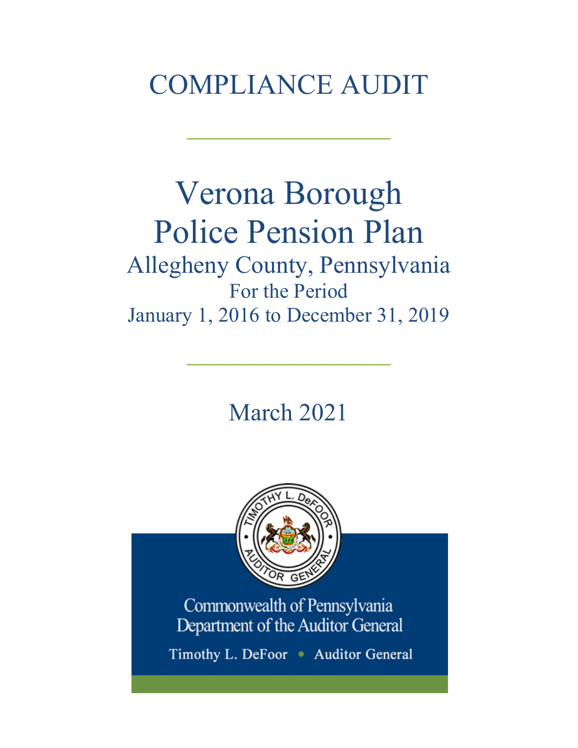# COMPLIANCE AUDIT

---

# Verona Borough Police Pension Plan

## Allegheny County, Pennsylvania

For the Period

January 1, 2016 to December 31, 2019

---

March 2021

Commonwealth of Pennsylvania
Department of the Auditor General

Timothy L. DeFoor • Auditor General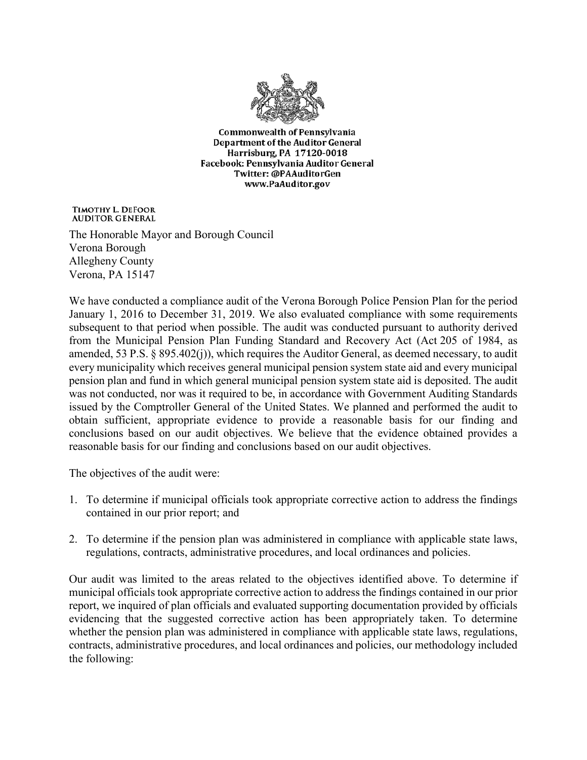Commonwealth of Pennsylvania
Department of the Auditor General
Harrisburg, PA 17120-0018
Facebook: Pennsylvania Auditor General
Twitter: @PAAuditorGen
www.PaAuditor.gov

TIMOTHY L. DEFOOR
AUDITOR GENERAL

The Honorable Mayor and Borough Council
Verona Borough
Allegheny County
Verona, PA 15147

We have conducted a compliance audit of the Verona Borough Police Pension Plan for the period January 1, 2016 to December 31, 2019. We also evaluated compliance with some requirements subsequent to that period when possible. The audit was conducted pursuant to authority derived from the Municipal Pension Plan Funding Standard and Recovery Act (Act 205 of 1984, as amended, 53 P.S. § 895.402(j)), which requires the Auditor General, as deemed necessary, to audit every municipality which receives general municipal pension system state aid and every municipal pension plan and fund in which general municipal pension system state aid is deposited. The audit was not conducted, nor was it required to be, in accordance with Government Auditing Standards issued by the Comptroller General of the United States. We planned and performed the audit to obtain sufficient, appropriate evidence to provide a reasonable basis for our finding and conclusions based on our audit objectives. We believe that the evidence obtained provides a reasonable basis for our finding and conclusions based on our audit objectives.

The objectives of the audit were:

1. To determine if municipal officials took appropriate corrective action to address the findings contained in our prior report; and

2. To determine if the pension plan was administered in compliance with applicable state laws, regulations, contracts, administrative procedures, and local ordinances and policies.

Our audit was limited to the areas related to the objectives identified above. To determine if municipal officials took appropriate corrective action to address the findings contained in our prior report, we inquired of plan officials and evaluated supporting documentation provided by officials evidencing that the suggested corrective action has been appropriately taken. To determine whether the pension plan was administered in compliance with applicable state laws, regulations, contracts, administrative procedures, and local ordinances and policies, our methodology included the following: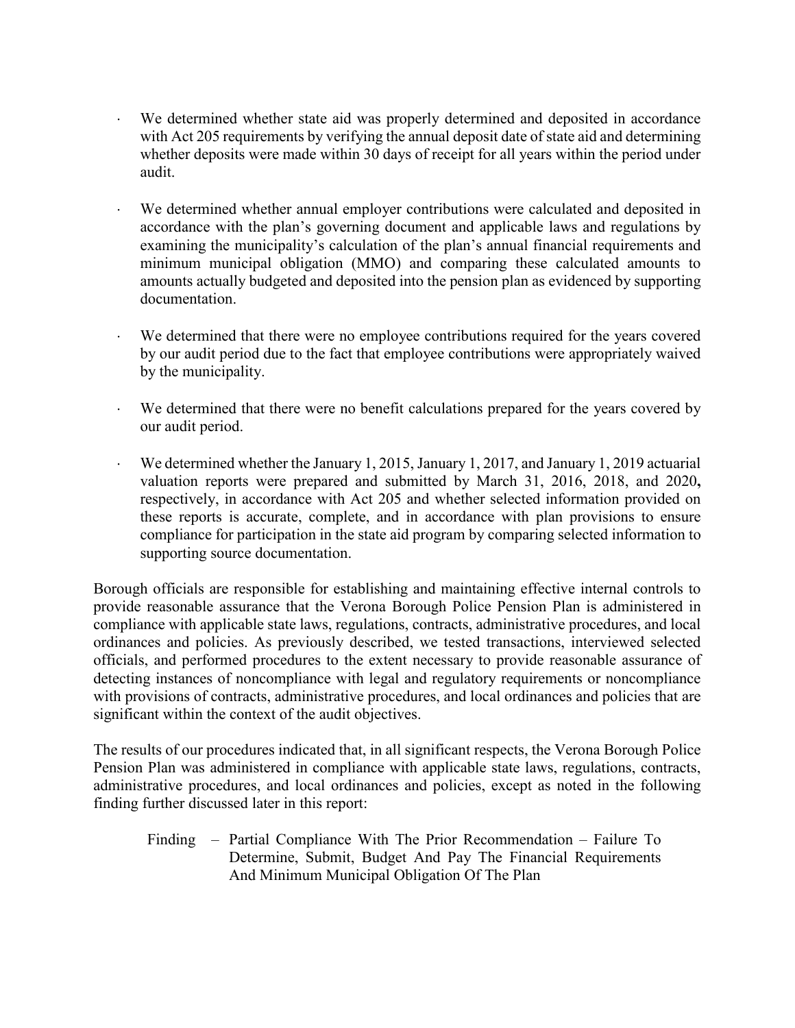- We determined whether state aid was properly determined and deposited in accordance with Act 205 requirements by verifying the annual deposit date of state aid and determining whether deposits were made within 30 days of receipt for all years within the period under audit.

- We determined whether annual employer contributions were calculated and deposited in accordance with the plan's governing document and applicable laws and regulations by examining the municipality's calculation of the plan's annual financial requirements and minimum municipal obligation (MMO) and comparing these calculated amounts to amounts actually budgeted and deposited into the pension plan as evidenced by supporting documentation.

- We determined that there were no employee contributions required for the years covered by our audit period due to the fact that employee contributions were appropriately waived by the municipality.

- We determined that there were no benefit calculations prepared for the years covered by our audit period.

- We determined whether the January 1, 2015, January 1, 2017, and January 1, 2019 actuarial valuation reports were prepared and submitted by March 31, 2016, 2018, and 2020**,** respectively, in accordance with Act 205 and whether selected information provided on these reports is accurate, complete, and in accordance with plan provisions to ensure compliance for participation in the state aid program by comparing selected information to supporting source documentation.

Borough officials are responsible for establishing and maintaining effective internal controls to provide reasonable assurance that the Verona Borough Police Pension Plan is administered in compliance with applicable state laws, regulations, contracts, administrative procedures, and local ordinances and policies. As previously described, we tested transactions, interviewed selected officials, and performed procedures to the extent necessary to provide reasonable assurance of detecting instances of noncompliance with legal and regulatory requirements or noncompliance with provisions of contracts, administrative procedures, and local ordinances and policies that are significant within the context of the audit objectives.

The results of our procedures indicated that, in all significant respects, the Verona Borough Police Pension Plan was administered in compliance with applicable state laws, regulations, contracts, administrative procedures, and local ordinances and policies, except as noted in the following finding further discussed later in this report:

Finding – Partial Compliance With The Prior Recommendation – Failure To Determine, Submit, Budget And Pay The Financial Requirements And Minimum Municipal Obligation Of The Plan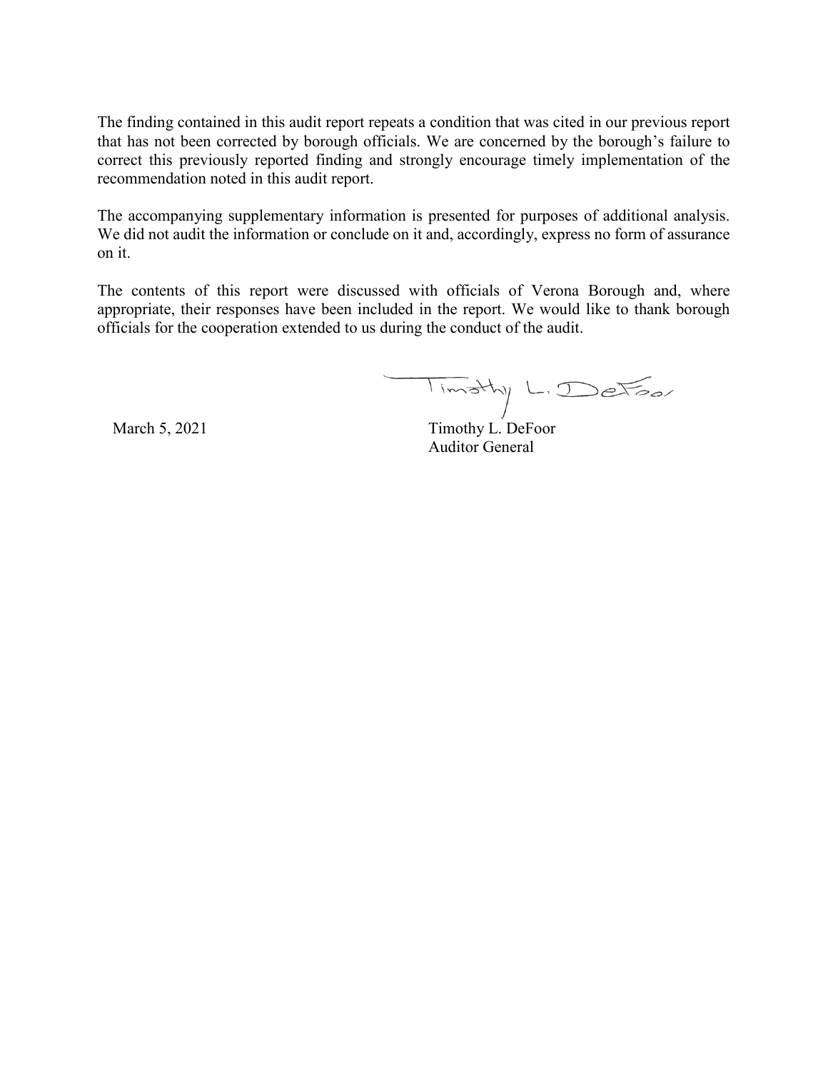The finding contained in this audit report repeats a condition that was cited in our previous report that has not been corrected by borough officials. We are concerned by the borough's failure to correct this previously reported finding and strongly encourage timely implementation of the recommendation noted in this audit report.

The accompanying supplementary information is presented for purposes of additional analysis. We did not audit the information or conclude on it and, accordingly, express no form of assurance on it.

The contents of this report were discussed with officials of Verona Borough and, where appropriate, their responses have been included in the report. We would like to thank borough officials for the cooperation extended to us during the conduct of the audit.

March 5, 2021

Timothy L. DeFoor
Auditor General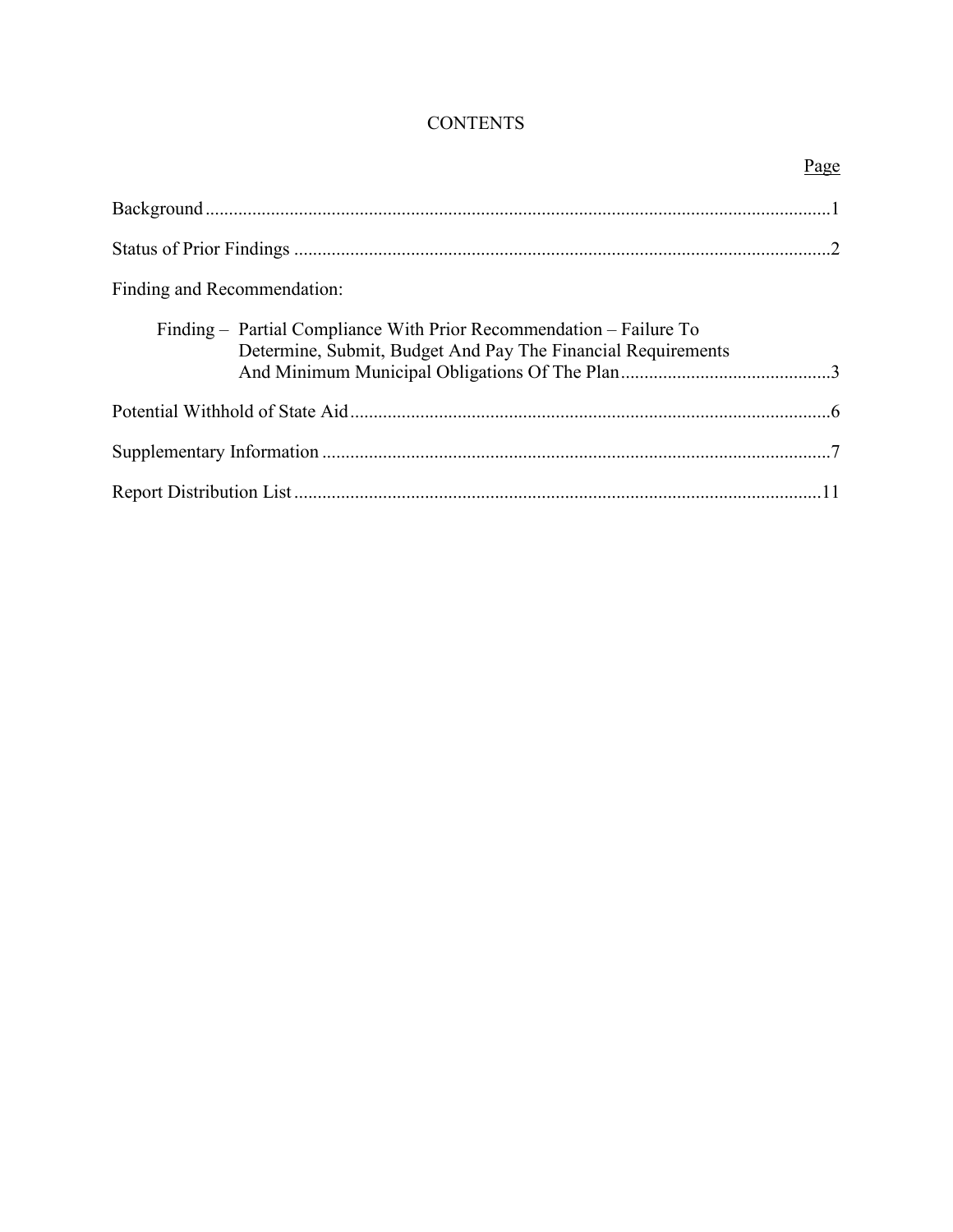# CONTENTS

| | Page |
|---|---|
| Background | 1 |
| Status of Prior Findings | 2 |
| Finding and Recommendation: | |
| Finding – Partial Compliance With Prior Recommendation – Failure To Determine, Submit, Budget And Pay The Financial Requirements And Minimum Municipal Obligations Of The Plan | 3 |
| Potential Withhold of State Aid | 6 |
| Supplementary Information | 7 |
| Report Distribution List | 11 |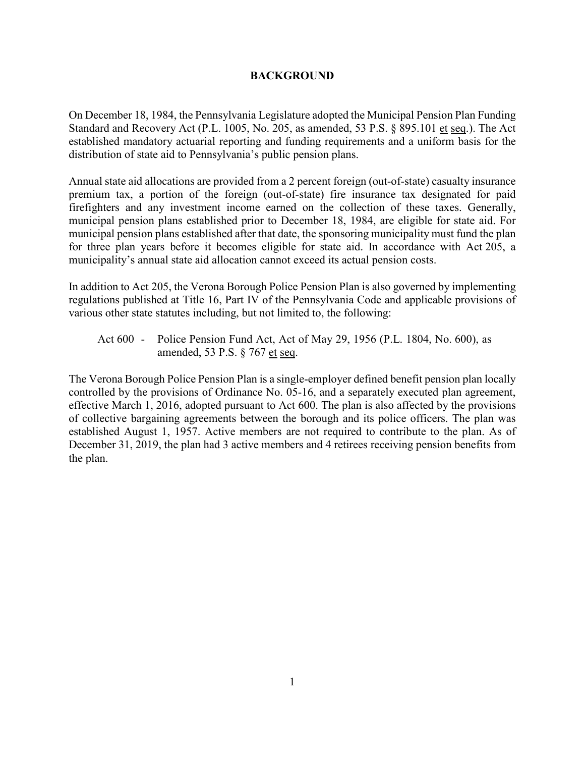# BACKGROUND

On December 18, 1984, the Pennsylvania Legislature adopted the Municipal Pension Plan Funding Standard and Recovery Act (P.L. 1005, No. 205, as amended, 53 P.S. § 895.101 et seq.). The Act established mandatory actuarial reporting and funding requirements and a uniform basis for the distribution of state aid to Pennsylvania's public pension plans.

Annual state aid allocations are provided from a 2 percent foreign (out-of-state) casualty insurance premium tax, a portion of the foreign (out-of-state) fire insurance tax designated for paid firefighters and any investment income earned on the collection of these taxes. Generally, municipal pension plans established prior to December 18, 1984, are eligible for state aid. For municipal pension plans established after that date, the sponsoring municipality must fund the plan for three plan years before it becomes eligible for state aid. In accordance with Act 205, a municipality's annual state aid allocation cannot exceed its actual pension costs.

In addition to Act 205, the Verona Borough Police Pension Plan is also governed by implementing regulations published at Title 16, Part IV of the Pennsylvania Code and applicable provisions of various other state statutes including, but not limited to, the following:

Act 600 - Police Pension Fund Act, Act of May 29, 1956 (P.L. 1804, No. 600), as amended, 53 P.S. § 767 et seq.

The Verona Borough Police Pension Plan is a single-employer defined benefit pension plan locally controlled by the provisions of Ordinance No. 05-16, and a separately executed plan agreement, effective March 1, 2016, adopted pursuant to Act 600. The plan is also affected by the provisions of collective bargaining agreements between the borough and its police officers. The plan was established August 1, 1957. Active members are not required to contribute to the plan. As of December 31, 2019, the plan had 3 active members and 4 retirees receiving pension benefits from the plan.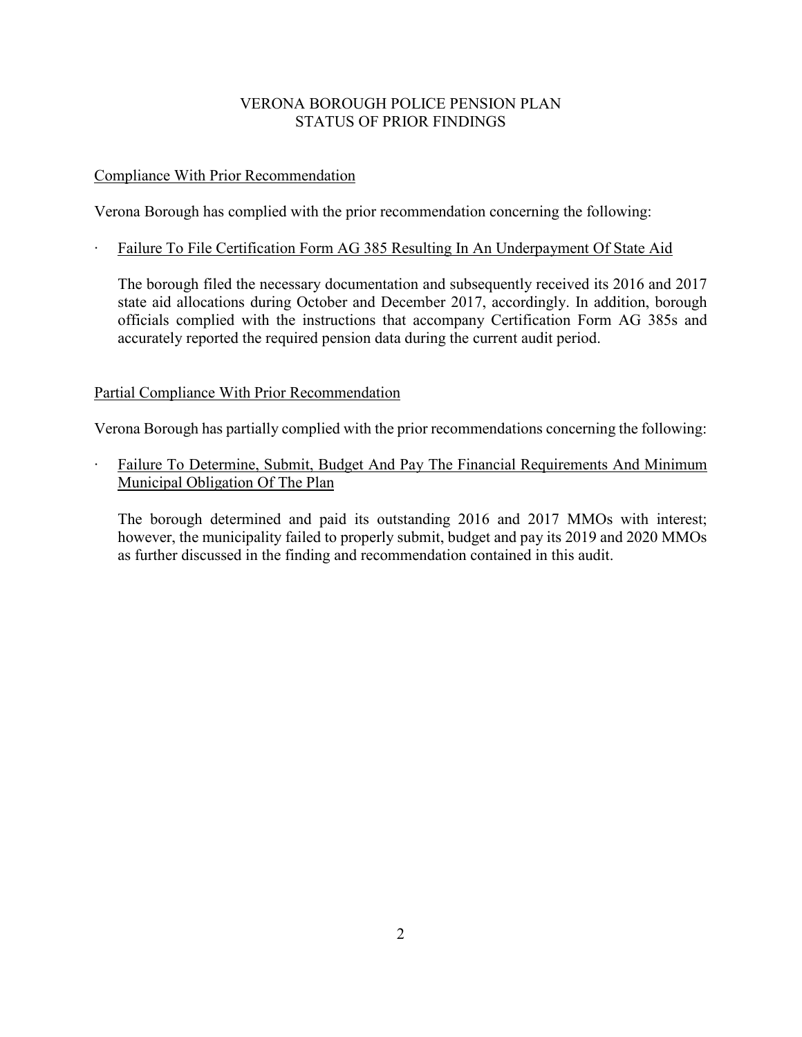# VERONA BOROUGH POLICE PENSION PLAN
## STATUS OF PRIOR FINDINGS

<u>Compliance With Prior Recommendation</u>

Verona Borough has complied with the prior recommendation concerning the following:

- <u>Failure To File Certification Form AG 385 Resulting In An Underpayment Of State Aid</u>

  The borough filed the necessary documentation and subsequently received its 2016 and 2017 state aid allocations during October and December 2017, accordingly. In addition, borough officials complied with the instructions that accompany Certification Form AG 385s and accurately reported the required pension data during the current audit period.

<u>Partial Compliance With Prior Recommendation</u>

Verona Borough has partially complied with the prior recommendations concerning the following:

- <u>Failure To Determine, Submit, Budget And Pay The Financial Requirements And Minimum Municipal Obligation Of The Plan</u>

  The borough determined and paid its outstanding 2016 and 2017 MMOs with interest; however, the municipality failed to properly submit, budget and pay its 2019 and 2020 MMOs as further discussed in the finding and recommendation contained in this audit.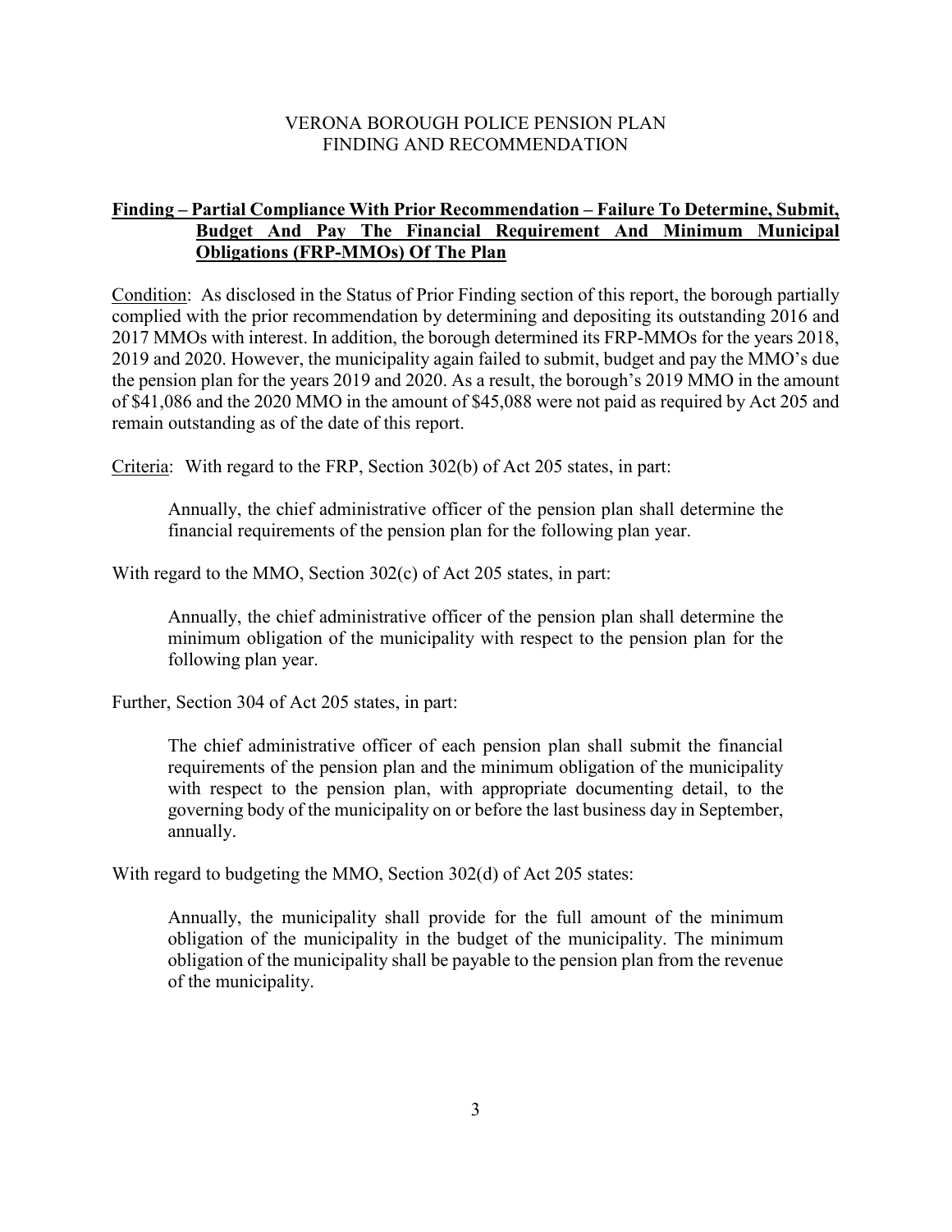VERONA BOROUGH POLICE PENSION PLAN
FINDING AND RECOMMENDATION

**Finding – Partial Compliance With Prior Recommendation – Failure To Determine, Submit, Budget And Pay The Financial Requirement And Minimum Municipal Obligations (FRP-MMOs) Of The Plan**

Condition: As disclosed in the Status of Prior Finding section of this report, the borough partially complied with the prior recommendation by determining and depositing its outstanding 2016 and 2017 MMOs with interest. In addition, the borough determined its FRP-MMOs for the years 2018, 2019 and 2020. However, the municipality again failed to submit, budget and pay the MMO's due the pension plan for the years 2019 and 2020. As a result, the borough's 2019 MMO in the amount of $41,086 and the 2020 MMO in the amount of $45,088 were not paid as required by Act 205 and remain outstanding as of the date of this report.

Criteria: With regard to the FRP, Section 302(b) of Act 205 states, in part:

> Annually, the chief administrative officer of the pension plan shall determine the financial requirements of the pension plan for the following plan year.

With regard to the MMO, Section 302(c) of Act 205 states, in part:

> Annually, the chief administrative officer of the pension plan shall determine the minimum obligation of the municipality with respect to the pension plan for the following plan year.

Further, Section 304 of Act 205 states, in part:

> The chief administrative officer of each pension plan shall submit the financial requirements of the pension plan and the minimum obligation of the municipality with respect to the pension plan, with appropriate documenting detail, to the governing body of the municipality on or before the last business day in September, annually.

With regard to budgeting the MMO, Section 302(d) of Act 205 states:

> Annually, the municipality shall provide for the full amount of the minimum obligation of the municipality in the budget of the municipality. The minimum obligation of the municipality shall be payable to the pension plan from the revenue of the municipality.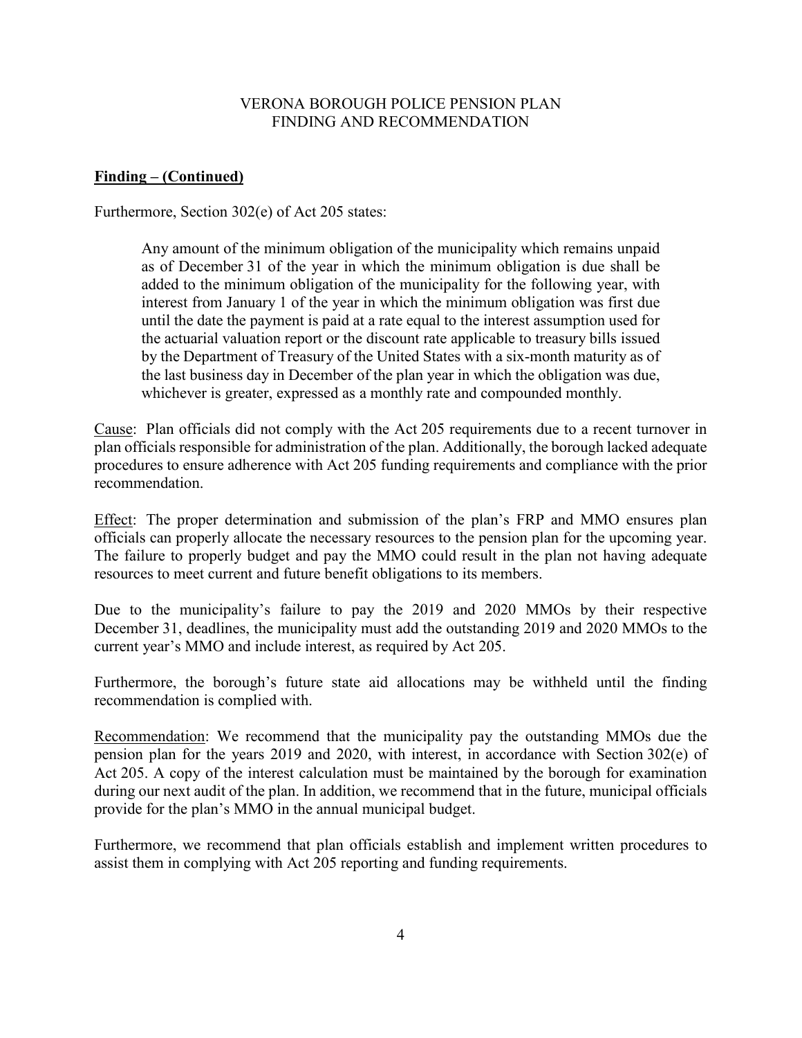VERONA BOROUGH POLICE PENSION PLAN
FINDING AND RECOMMENDATION

**Finding – (Continued)**

Furthermore, Section 302(e) of Act 205 states:

> Any amount of the minimum obligation of the municipality which remains unpaid as of December 31 of the year in which the minimum obligation is due shall be added to the minimum obligation of the municipality for the following year, with interest from January 1 of the year in which the minimum obligation was first due until the date the payment is paid at a rate equal to the interest assumption used for the actuarial valuation report or the discount rate applicable to treasury bills issued by the Department of Treasury of the United States with a six-month maturity as of the last business day in December of the plan year in which the obligation was due, whichever is greater, expressed as a monthly rate and compounded monthly.

Cause: Plan officials did not comply with the Act 205 requirements due to a recent turnover in plan officials responsible for administration of the plan. Additionally, the borough lacked adequate procedures to ensure adherence with Act 205 funding requirements and compliance with the prior recommendation.

Effect: The proper determination and submission of the plan's FRP and MMO ensures plan officials can properly allocate the necessary resources to the pension plan for the upcoming year. The failure to properly budget and pay the MMO could result in the plan not having adequate resources to meet current and future benefit obligations to its members.

Due to the municipality's failure to pay the 2019 and 2020 MMOs by their respective December 31, deadlines, the municipality must add the outstanding 2019 and 2020 MMOs to the current year's MMO and include interest, as required by Act 205.

Furthermore, the borough's future state aid allocations may be withheld until the finding recommendation is complied with.

Recommendation: We recommend that the municipality pay the outstanding MMOs due the pension plan for the years 2019 and 2020, with interest, in accordance with Section 302(e) of Act 205. A copy of the interest calculation must be maintained by the borough for examination during our next audit of the plan. In addition, we recommend that in the future, municipal officials provide for the plan's MMO in the annual municipal budget.

Furthermore, we recommend that plan officials establish and implement written procedures to assist them in complying with Act 205 reporting and funding requirements.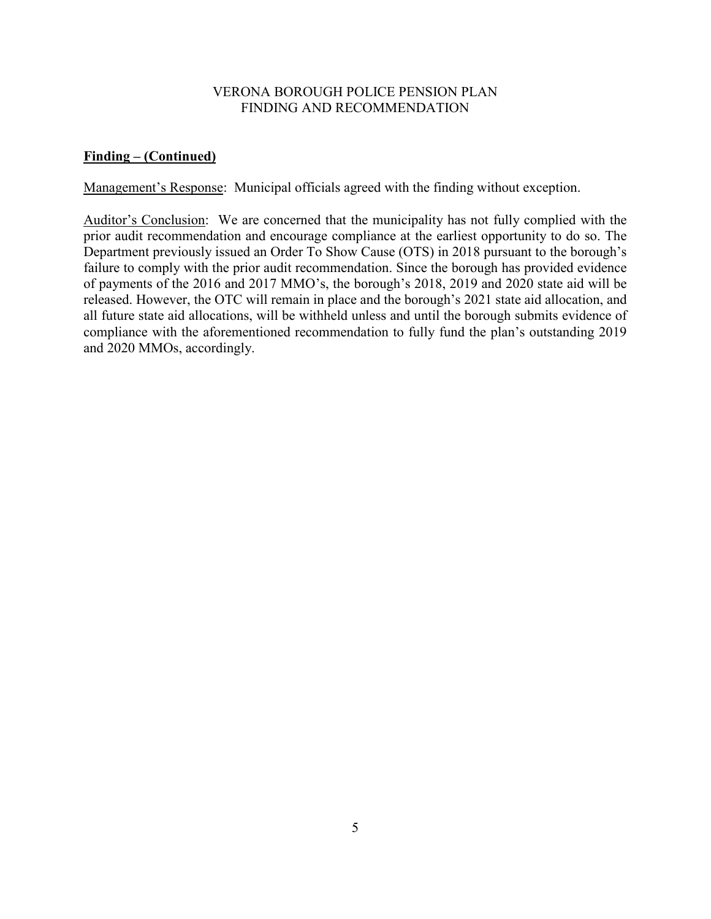VERONA BOROUGH POLICE PENSION PLAN
FINDING AND RECOMMENDATION

**Finding – (Continued)**

Management's Response: Municipal officials agreed with the finding without exception.

Auditor's Conclusion: We are concerned that the municipality has not fully complied with the prior audit recommendation and encourage compliance at the earliest opportunity to do so. The Department previously issued an Order To Show Cause (OTS) in 2018 pursuant to the borough's failure to comply with the prior audit recommendation. Since the borough has provided evidence of payments of the 2016 and 2017 MMO's, the borough's 2018, 2019 and 2020 state aid will be released. However, the OTC will remain in place and the borough's 2021 state aid allocation, and all future state aid allocations, will be withheld unless and until the borough submits evidence of compliance with the aforementioned recommendation to fully fund the plan's outstanding 2019 and 2020 MMOs, accordingly.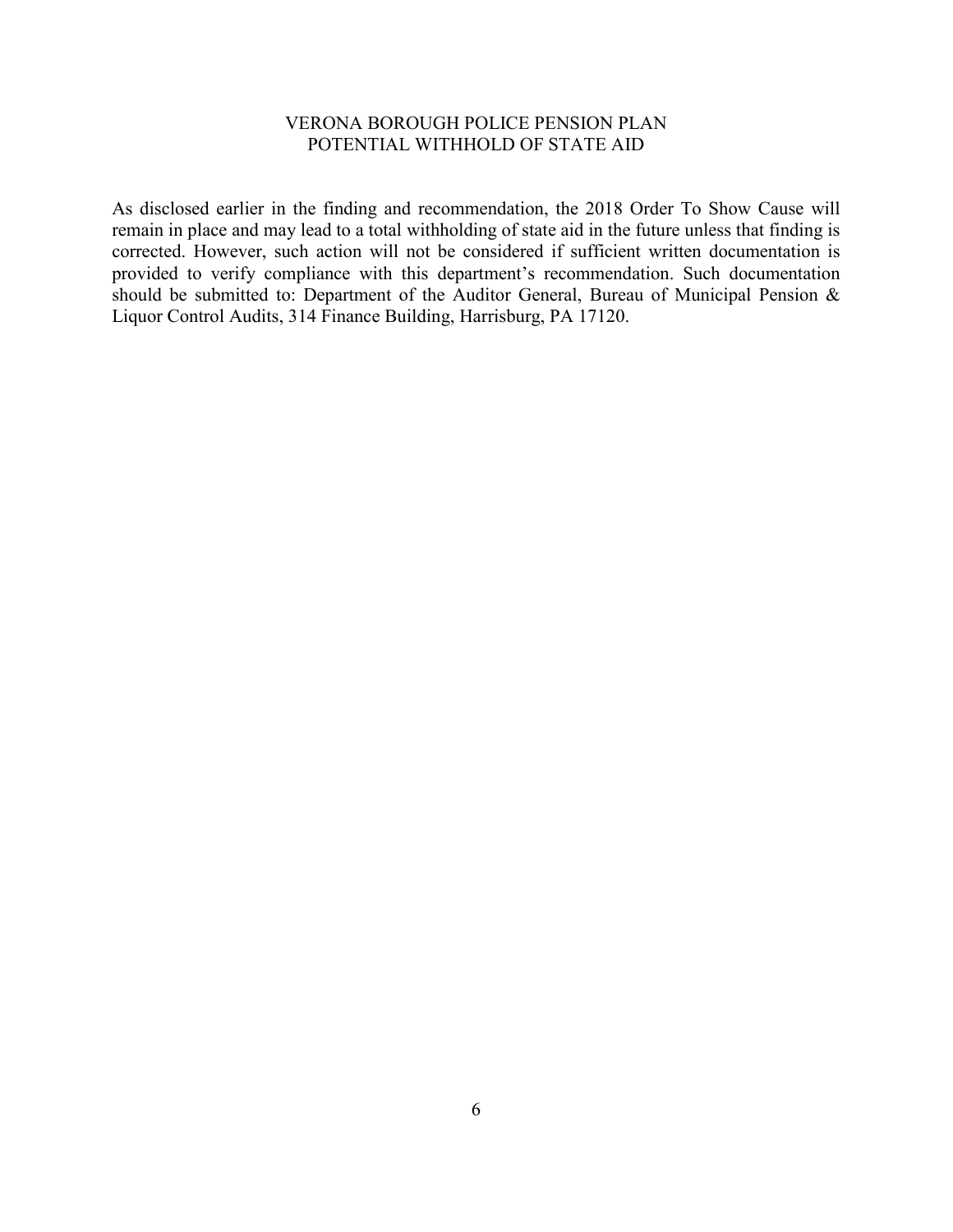# VERONA BOROUGH POLICE PENSION PLAN
## POTENTIAL WITHHOLD OF STATE AID

As disclosed earlier in the finding and recommendation, the 2018 Order To Show Cause will remain in place and may lead to a total withholding of state aid in the future unless that finding is corrected. However, such action will not be considered if sufficient written documentation is provided to verify compliance with this department's recommendation. Such documentation should be submitted to: Department of the Auditor General, Bureau of Municipal Pension & Liquor Control Audits, 314 Finance Building, Harrisburg, PA 17120.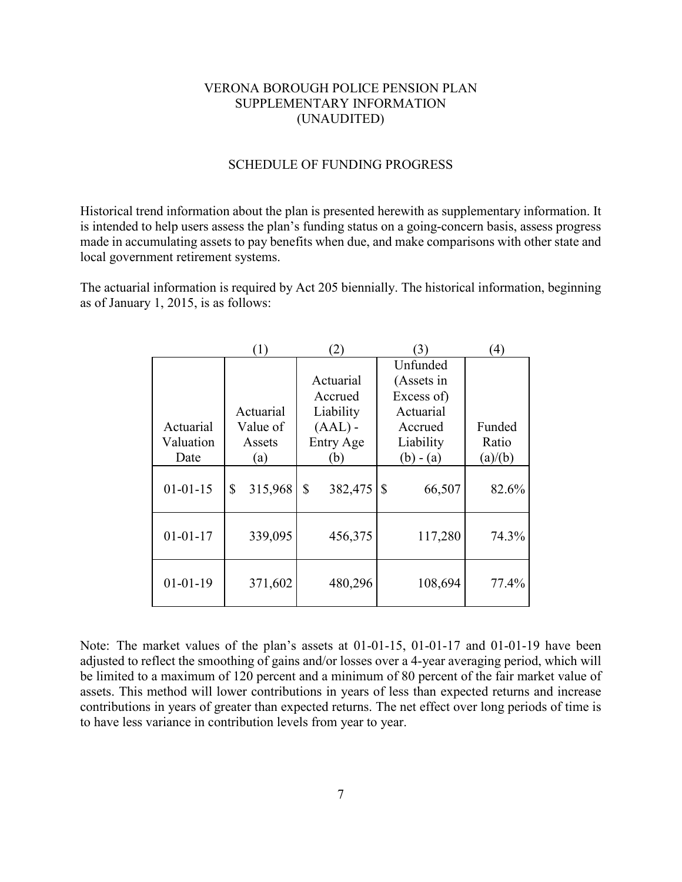# VERONA BOROUGH POLICE PENSION PLAN
# SUPPLEMENTARY INFORMATION
# (UNAUDITED)

## SCHEDULE OF FUNDING PROGRESS

Historical trend information about the plan is presented herewith as supplementary information. It is intended to help users assess the plan's funding status on a going-concern basis, assess progress made in accumulating assets to pay benefits when due, and make comparisons with other state and local government retirement systems.

The actuarial information is required by Act 205 biennially. The historical information, beginning as of January 1, 2015, is as follows:

| | (1) | (2) | (3) | (4) |
|---|---|---|---|---|
| Actuarial Valuation Date | Actuarial Value of Assets (a) | Actuarial Accrued Liability (AAL) - Entry Age (b) | Unfunded (Assets in Excess of) Actuarial Accrued Liability (b) - (a) | Funded Ratio (a)/(b) |
| 01-01-15 | $ 315,968 | $ 382,475 | $ 66,507 | 82.6% |
| 01-01-17 | 339,095 | 456,375 | 117,280 | 74.3% |
| 01-01-19 | 371,602 | 480,296 | 108,694 | 77.4% |

Note: The market values of the plan's assets at 01-01-15, 01-01-17 and 01-01-19 have been adjusted to reflect the smoothing of gains and/or losses over a 4-year averaging period, which will be limited to a maximum of 120 percent and a minimum of 80 percent of the fair market value of assets. This method will lower contributions in years of less than expected returns and increase contributions in years of greater than expected returns. The net effect over long periods of time is to have less variance in contribution levels from year to year.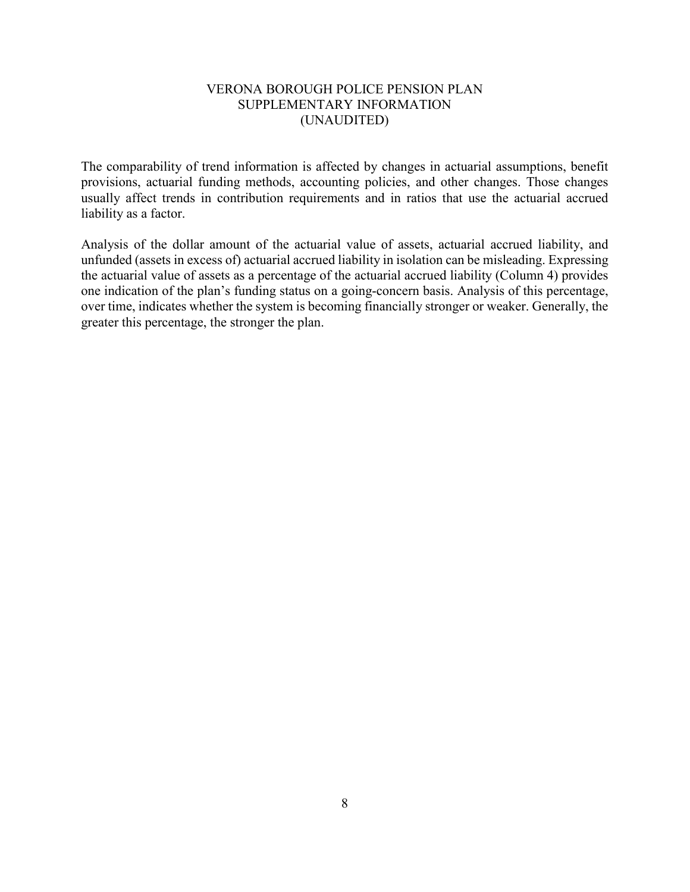# VERONA BOROUGH POLICE PENSION PLAN
## SUPPLEMENTARY INFORMATION
## (UNAUDITED)

The comparability of trend information is affected by changes in actuarial assumptions, benefit provisions, actuarial funding methods, accounting policies, and other changes. Those changes usually affect trends in contribution requirements and in ratios that use the actuarial accrued liability as a factor.

Analysis of the dollar amount of the actuarial value of assets, actuarial accrued liability, and unfunded (assets in excess of) actuarial accrued liability in isolation can be misleading. Expressing the actuarial value of assets as a percentage of the actuarial accrued liability (Column 4) provides one indication of the plan's funding status on a going-concern basis. Analysis of this percentage, over time, indicates whether the system is becoming financially stronger or weaker. Generally, the greater this percentage, the stronger the plan.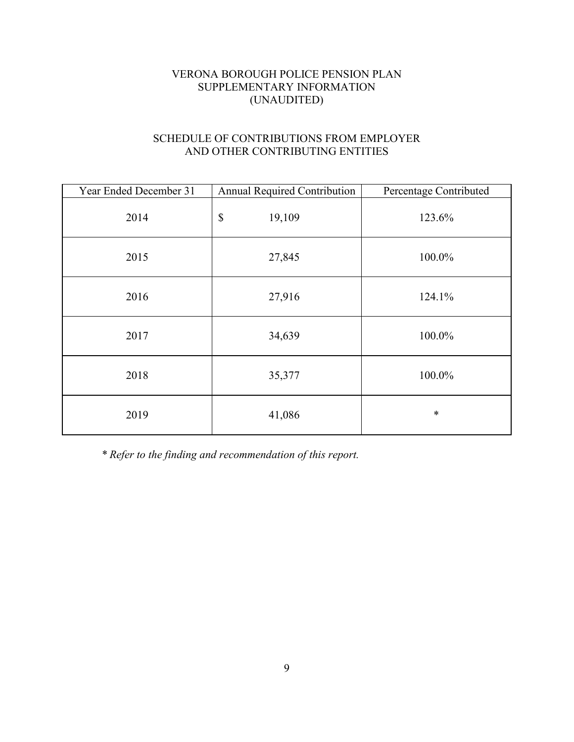# VERONA BOROUGH POLICE PENSION PLAN
## SUPPLEMENTARY INFORMATION
## (UNAUDITED)

### SCHEDULE OF CONTRIBUTIONS FROM EMPLOYER AND OTHER CONTRIBUTING ENTITIES

| Year Ended December 31 | Annual Required Contribution | Percentage Contributed |
|---|---|---|
| 2014 | $ 19,109 | 123.6% |
| 2015 | 27,845 | 100.0% |
| 2016 | 27,916 | 124.1% |
| 2017 | 34,639 | 100.0% |
| 2018 | 35,377 | 100.0% |
| 2019 | 41,086 | * |

*\* Refer to the finding and recommendation of this report.*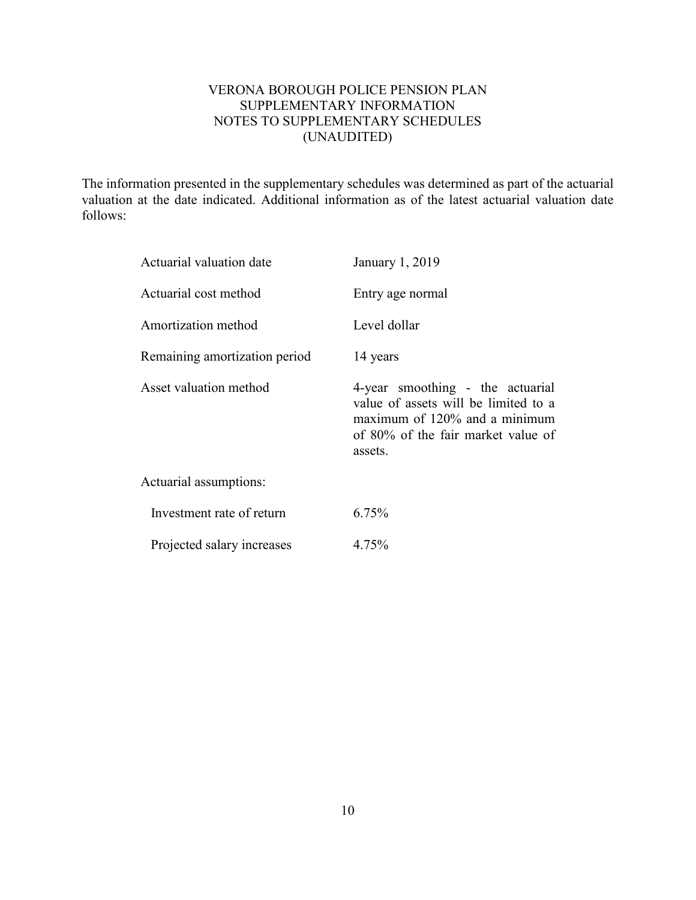# VERONA BOROUGH POLICE PENSION PLAN
## SUPPLEMENTARY INFORMATION
## NOTES TO SUPPLEMENTARY SCHEDULES
## (UNAUDITED)

The information presented in the supplementary schedules was determined as part of the actuarial valuation at the date indicated. Additional information as of the latest actuarial valuation date follows:

| | |
|---|---|
| Actuarial valuation date | January 1, 2019 |
| Actuarial cost method | Entry age normal |
| Amortization method | Level dollar |
| Remaining amortization period | 14 years |
| Asset valuation method | 4-year smoothing - the actuarial value of assets will be limited to a maximum of 120% and a minimum of 80% of the fair market value of assets. |
| Actuarial assumptions: | |
| Investment rate of return | 6.75% |
| Projected salary increases | 4.75% |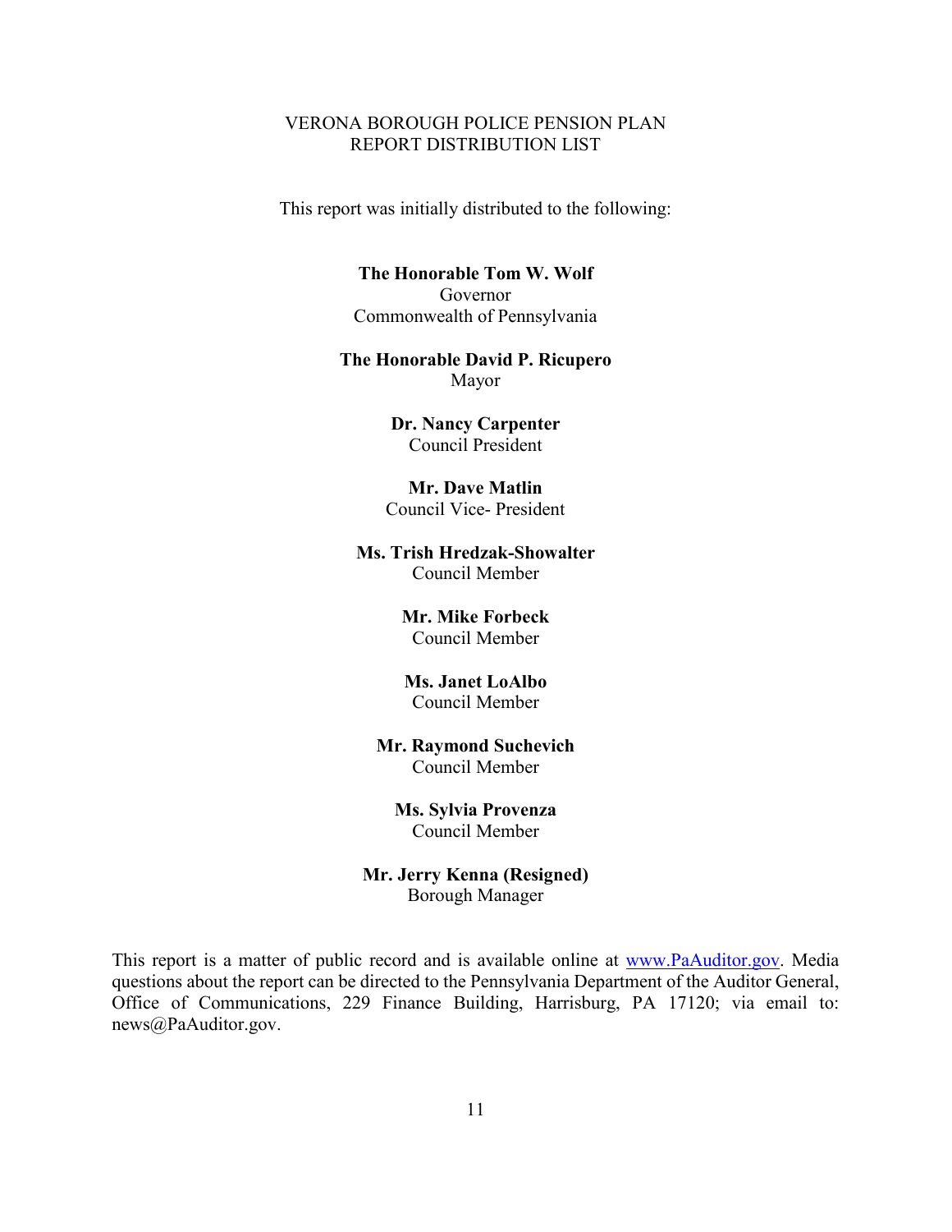VERONA BOROUGH POLICE PENSION PLAN
REPORT DISTRIBUTION LIST

This report was initially distributed to the following:

**The Honorable Tom W. Wolf**
Governor
Commonwealth of Pennsylvania

**The Honorable David P. Ricupero**
Mayor

**Dr. Nancy Carpenter**
Council President

**Mr. Dave Matlin**
Council Vice- President

**Ms. Trish Hredzak-Showalter**
Council Member

**Mr. Mike Forbeck**
Council Member

**Ms. Janet LoAlbo**
Council Member

**Mr. Raymond Suchevich**
Council Member

**Ms. Sylvia Provenza**
Council Member

**Mr. Jerry Kenna (Resigned)**
Borough Manager

This report is a matter of public record and is available online at www.PaAuditor.gov. Media questions about the report can be directed to the Pennsylvania Department of the Auditor General, Office of Communications, 229 Finance Building, Harrisburg, PA 17120; via email to: news@PaAuditor.gov.